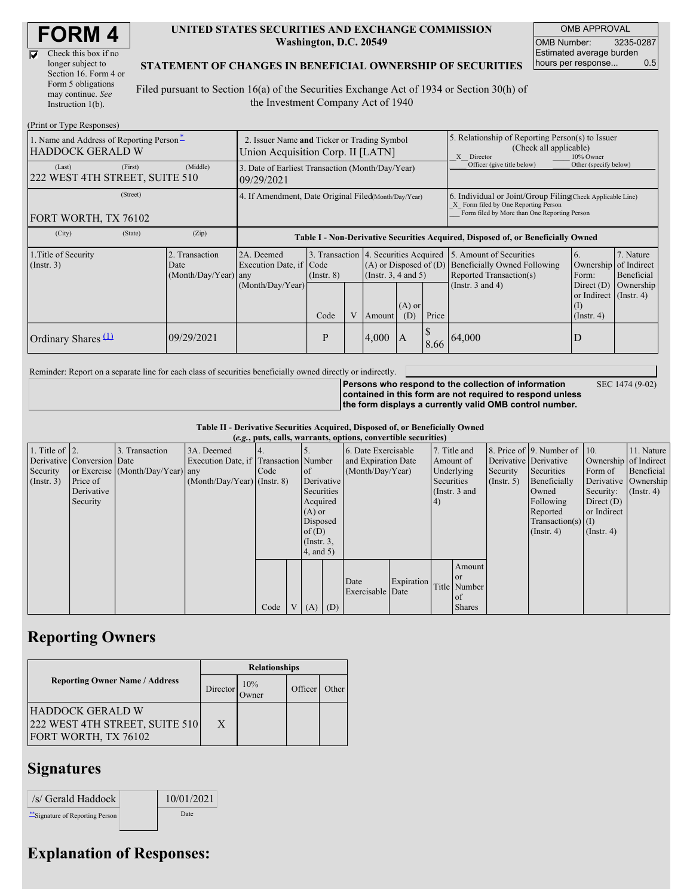# FORM 4

☑ Check this box if no longer subject to Section 16. Form 4 or Form 5 obligations may continue. *See* Instruction 1(b).

**UNITED STATES SECURITIES AND EXCHANGE COMMISSION**
**Washington, D.C. 20549**

**STATEMENT OF CHANGES IN BENEFICIAL OWNERSHIP OF SECURITIES**

Filed pursuant to Section 16(a) of the Securities Exchange Act of 1934 or Section 30(h) of the Investment Company Act of 1940

| OMB APPROVAL | |
|---|---|
| OMB Number: | 3235-0287 |
| Estimated average burden hours per response... | 0.5 |

(Print or Type Responses)

| 1. Name and Address of Reporting Person * | 2. Issuer Name and Ticker or Trading Symbol | 5. Relationship of Reporting Person(s) to Issuer (Check all applicable) |
|---|---|---|
| HADDOCK GERALD W | Union Acquisition Corp. II [LATN] | _X_ Director ___ 10% Owner ___ Officer (give title below) ___ Other (specify below) |
| (Last) (First) (Middle) 222 WEST 4TH STREET, SUITE 510 | 3. Date of Earliest Transaction (Month/Day/Year) 09/29/2021 | |
| (Street) FORT WORTH, TX 76102 | 4. If Amendment, Date Original Filed (Month/Day/Year) | 6. Individual or Joint/Group Filing (Check Applicable Line) _X_ Form filed by One Reporting Person ___ Form filed by More than One Reporting Person |
| (City) (State) (Zip) | | |

**Table I - Non-Derivative Securities Acquired, Disposed of, or Beneficially Owned**

| 1.Title of Security (Instr. 3) | 2. Transaction Date (Month/Day/Year) | 2A. Deemed Execution Date, if any (Month/Day/Year) | 3. Transaction Code (Instr. 8) | | 4. Securities Acquired (A) or Disposed of (D) (Instr. 3, 4 and 5) | | | 5. Amount of Securities Beneficially Owned Following Reported Transaction(s) (Instr. 3 and 4) | 6. Ownership Form: Direct (D) or Indirect (I) (Instr. 4) | 7. Nature of Indirect Beneficial Ownership (Instr. 4) |
|---|---|---|---|---|---|---|---|---|---|---|
| | | | Code | V | Amount | (A) or (D) | Price | | | |
| Ordinary Shares (1) | 09/29/2021 | | P | | 4,000 | A | $ 8.66 | 64,000 | D | |

Reminder: Report on a separate line for each class of securities beneficially owned directly or indirectly.

**Persons who respond to the collection of information contained in this form are not required to respond unless the form displays a currently valid OMB control number.** SEC 1474 (9-02)

**Table II - Derivative Securities Acquired, Disposed of, or Beneficially Owned**
***(e.g., puts, calls, warrants, options, convertible securities)***

| 1. Title of Derivative Security (Instr. 3) | 2. Conversion or Exercise Price of Derivative Security | 3. Transaction Date (Month/Day/Year) | 3A. Deemed Execution Date, if any (Month/Day/Year) | 4. Transaction Code (Instr. 8) | | 5. Number of Derivative Securities Acquired (A) or Disposed of (D) (Instr. 3, 4, and 5) | | 6. Date Exercisable and Expiration Date (Month/Day/Year) | | 7. Title and Amount of Underlying Securities (Instr. 3 and 4) | | 8. Price of Derivative Security (Instr. 5) | 9. Number of Derivative Securities Beneficially Owned Following Reported Transaction(s) (Instr. 4) | 10. Ownership Form of Derivative Security: Direct (D) or Indirect (I) (Instr. 4) | 11. Nature of Indirect Beneficial Ownership (Instr. 4) |
|---|---|---|---|---|---|---|---|---|---|---|---|---|---|---|---|
| | | | | Code | V | (A) | (D) | Date Exercisable | Expiration Date | Title | Amount or Number of Shares | | | | |

## Reporting Owners

| Reporting Owner Name / Address | Relationships | | | |
|---|---|---|---|---|
| | Director | 10% Owner | Officer | Other |
| HADDOCK GERALD W 222 WEST 4TH STREET, SUITE 510 FORT WORTH, TX 76102 | X | | | |

## Signatures

| /s/ Gerald Haddock | 10/01/2021 |
|---|---|
| **Signature of Reporting Person | Date |

## Explanation of Responses: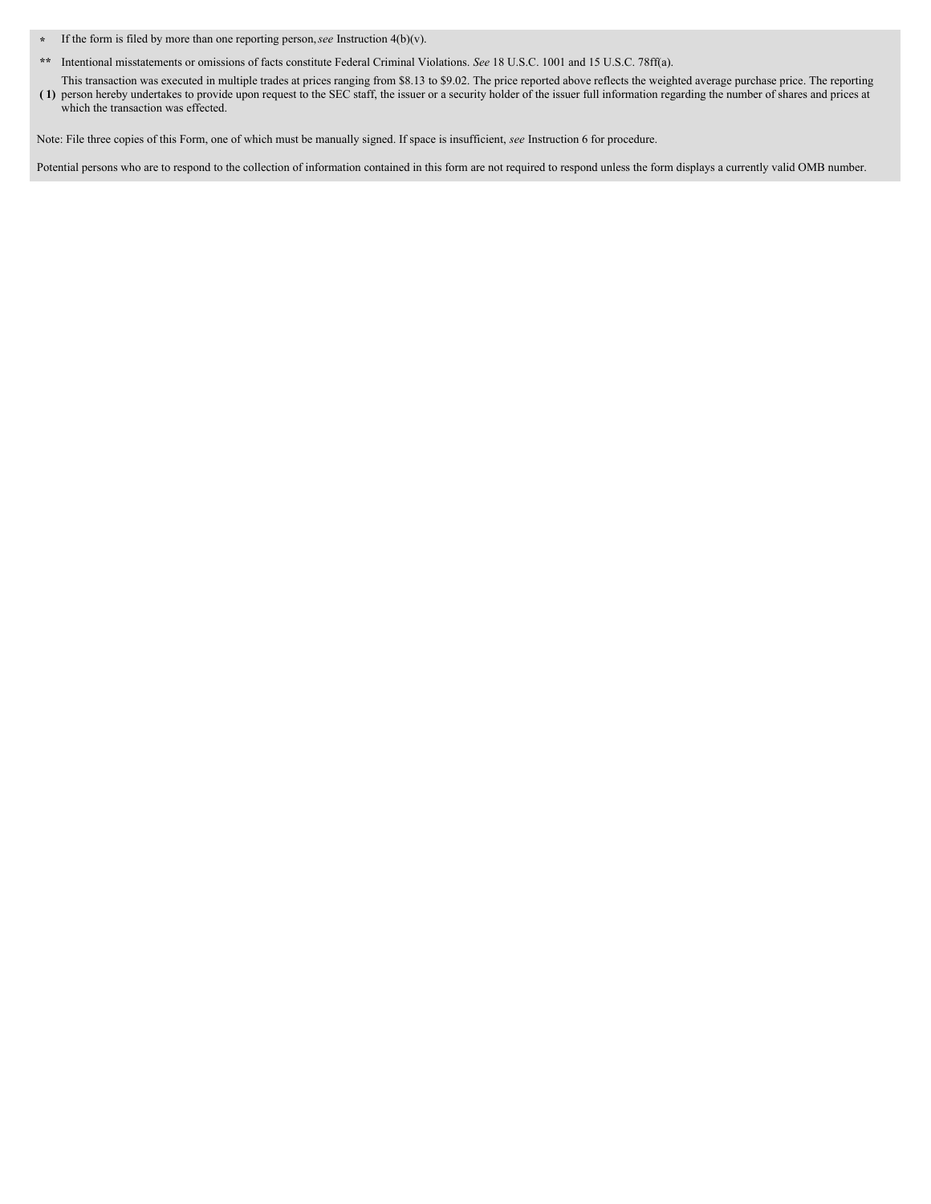* If the form is filed by more than one reporting person, *see* Instruction 4(b)(v).

** Intentional misstatements or omissions of facts constitute Federal Criminal Violations. *See* 18 U.S.C. 1001 and 15 U.S.C. 78ff(a).

( 1) This transaction was executed in multiple trades at prices ranging from $8.13 to $9.02. The price reported above reflects the weighted average purchase price. The reporting person hereby undertakes to provide upon request to the SEC staff, the issuer or a security holder of the issuer full information regarding the number of shares and prices at which the transaction was effected.

Note: File three copies of this Form, one of which must be manually signed. If space is insufficient, *see* Instruction 6 for procedure.

Potential persons who are to respond to the collection of information contained in this form are not required to respond unless the form displays a currently valid OMB number.